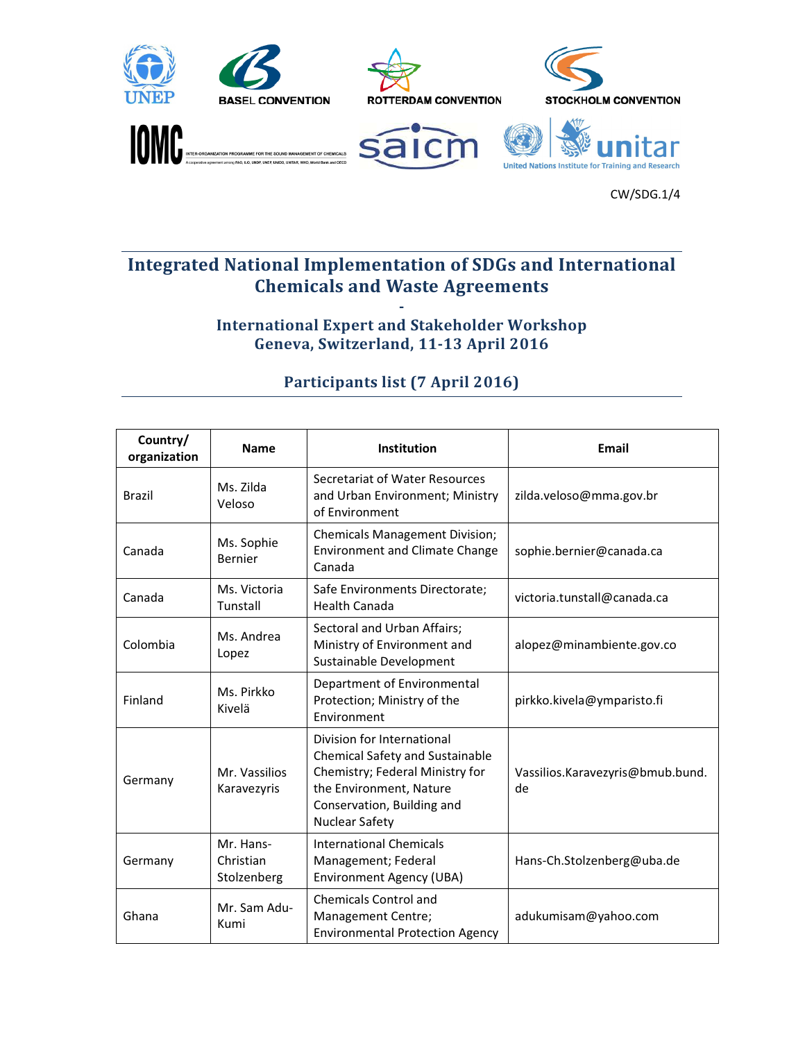CW/SDG.1/4

# Integrated National Implementation of SDGs and International Chemicals and Waste Agreements

-

## International Expert and Stakeholder Workshop
## Geneva, Switzerland, 11-13 April 2016

## Participants list (7 April 2016)

| Country/ organization | Name | Institution | Email |
|---|---|---|---|
| Brazil | Ms. Zilda Veloso | Secretariat of Water Resources and Urban Environment; Ministry of Environment | zilda.veloso@mma.gov.br |
| Canada | Ms. Sophie Bernier | Chemicals Management Division; Environment and Climate Change Canada | sophie.bernier@canada.ca |
| Canada | Ms. Victoria Tunstall | Safe Environments Directorate; Health Canada | victoria.tunstall@canada.ca |
| Colombia | Ms. Andrea Lopez | Sectoral and Urban Affairs; Ministry of Environment and Sustainable Development | alopez@minambiente.gov.co |
| Finland | Ms. Pirkko Kivelä | Department of Environmental Protection; Ministry of the Environment | pirkko.kivela@ymparisto.fi |
| Germany | Mr. Vassilios Karavezyris | Division for International Chemical Safety and Sustainable Chemistry; Federal Ministry for the Environment, Nature Conservation, Building and Nuclear Safety | Vassilios.Karavezyris@bmub.bund.de |
| Germany | Mr. Hans-Christian Stolzenberg | International Chemicals Management; Federal Environment Agency (UBA) | Hans-Ch.Stolzenberg@uba.de |
| Ghana | Mr. Sam Adu-Kumi | Chemicals Control and Management Centre; Environmental Protection Agency | adukumisam@yahoo.com |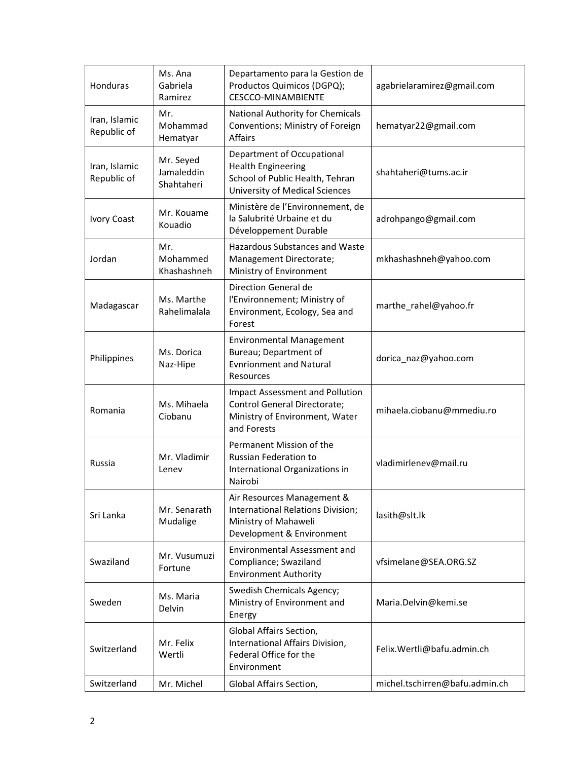| | | | |
|---|---|---|---|
| Honduras | Ms. Ana Gabriela Ramirez | Departamento para la Gestion de Productos Quimicos (DGPQ); CESCCO-MINAMBIENTE | agabrielaramirez@gmail.com |
| Iran, Islamic Republic of | Mr. Mohammad Hematyar | National Authority for Chemicals Conventions; Ministry of Foreign Affairs | hematyar22@gmail.com |
| Iran, Islamic Republic of | Mr. Seyed Jamaleddin Shahtaheri | Department of Occupational Health Engineering School of Public Health, Tehran University of Medical Sciences | shahtaheri@tums.ac.ir |
| Ivory Coast | Mr. Kouame Kouadio | Ministère de l'Environnement, de la Salubrité Urbaine et du Développement Durable | adrohpango@gmail.com |
| Jordan | Mr. Mohammed Khashashneh | Hazardous Substances and Waste Management Directorate; Ministry of Environment | mkhashashneh@yahoo.com |
| Madagascar | Ms. Marthe Rahelimalala | Direction General de l'Environnement; Ministry of Environment, Ecology, Sea and Forest | marthe_rahel@yahoo.fr |
| Philippines | Ms. Dorica Naz-Hipe | Environmental Management Bureau; Department of Evnrionment and Natural Resources | dorica_naz@yahoo.com |
| Romania | Ms. Mihaela Ciobanu | Impact Assessment and Pollution Control General Directorate; Ministry of Environment, Water and Forests | mihaela.ciobanu@mmediu.ro |
| Russia | Mr. Vladimir Lenev | Permanent Mission of the Russian Federation to International Organizations in Nairobi | vladimirlenev@mail.ru |
| Sri Lanka | Mr. Senarath Mudalige | Air Resources Management & International Relations Division; Ministry of Mahaweli Development & Environment | lasith@slt.lk |
| Swaziland | Mr. Vusumuzi Fortune | Environmental Assessment and Compliance; Swaziland Environment Authority | vfsimelane@SEA.ORG.SZ |
| Sweden | Ms. Maria Delvin | Swedish Chemicals Agency; Ministry of Environment and Energy | Maria.Delvin@kemi.se |
| Switzerland | Mr. Felix Wertli | Global Affairs Section, International Affairs Division, Federal Office for the Environment | Felix.Wertli@bafu.admin.ch |
| Switzerland | Mr. Michel | Global Affairs Section, | michel.tschirren@bafu.admin.ch |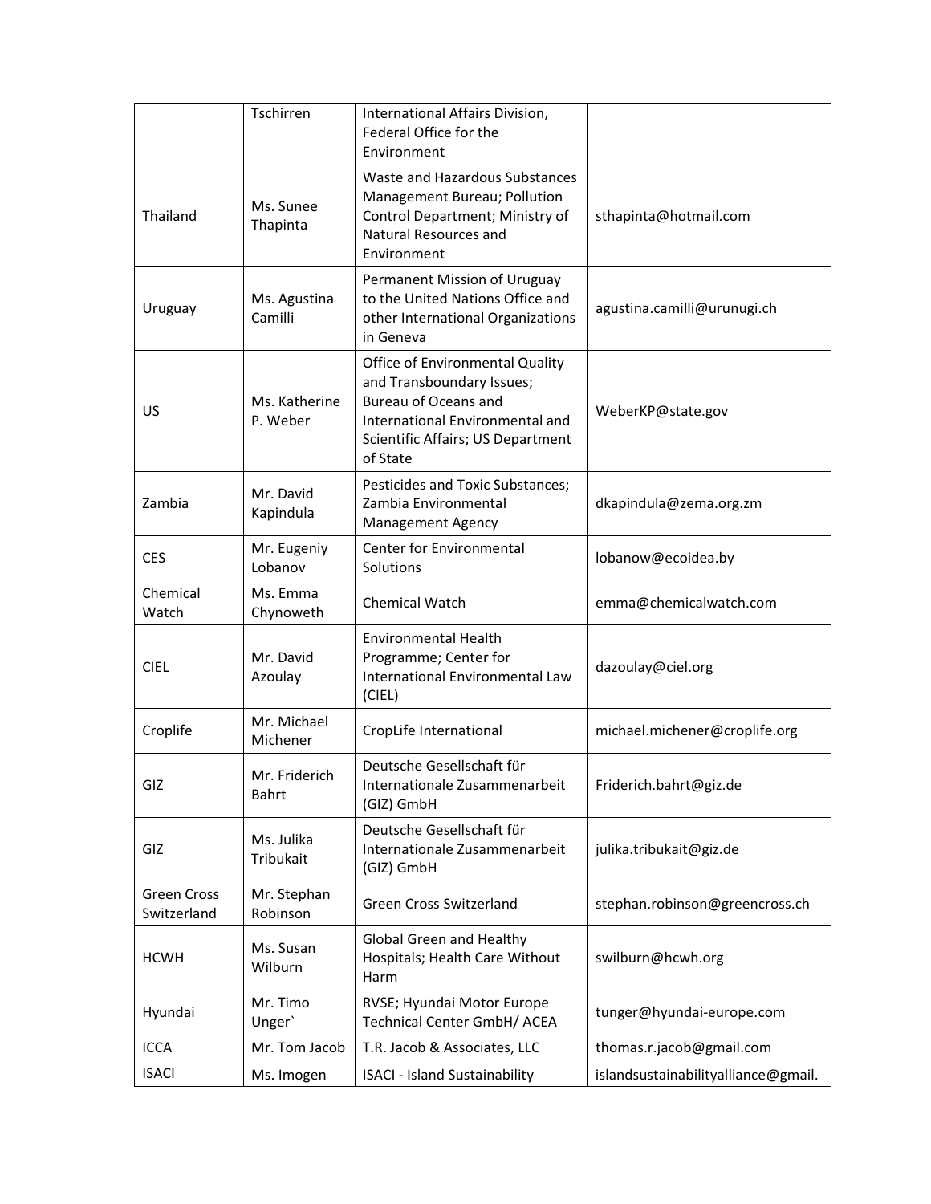| | | | |
|---|---|---|---|
| | Tschirren | International Affairs Division, Federal Office for the Environment | |
| Thailand | Ms. Sunee Thapinta | Waste and Hazardous Substances Management Bureau; Pollution Control Department; Ministry of Natural Resources and Environment | sthapinta@hotmail.com |
| Uruguay | Ms. Agustina Camilli | Permanent Mission of Uruguay to the United Nations Office and other International Organizations in Geneva | agustina.camilli@urunugi.ch |
| US | Ms. Katherine P. Weber | Office of Environmental Quality and Transboundary Issues; Bureau of Oceans and International Environmental and Scientific Affairs; US Department of State | WeberKP@state.gov |
| Zambia | Mr. David Kapindula | Pesticides and Toxic Substances; Zambia Environmental Management Agency | dkapindula@zema.org.zm |
| CES | Mr. Eugeniy Lobanov | Center for Environmental Solutions | lobanow@ecoidea.by |
| Chemical Watch | Ms. Emma Chynoweth | Chemical Watch | emma@chemicalwatch.com |
| CIEL | Mr. David Azoulay | Environmental Health Programme; Center for International Environmental Law (CIEL) | dazoulay@ciel.org |
| Croplife | Mr. Michael Michener | CropLife International | michael.michener@croplife.org |
| GIZ | Mr. Friderich Bahrt | Deutsche Gesellschaft für Internationale Zusammenarbeit (GIZ) GmbH | Friderich.bahrt@giz.de |
| GIZ | Ms. Julika Tribukait | Deutsche Gesellschaft für Internationale Zusammenarbeit (GIZ) GmbH | julika.tribukait@giz.de |
| Green Cross Switzerland | Mr. Stephan Robinson | Green Cross Switzerland | stephan.robinson@greencross.ch |
| HCWH | Ms. Susan Wilburn | Global Green and Healthy Hospitals; Health Care Without Harm | swilburn@hcwh.org |
| Hyundai | Mr. Timo Unger` | RVSE; Hyundai Motor Europe Technical Center GmbH/ ACEA | tunger@hyundai-europe.com |
| ICCA | Mr. Tom Jacob | T.R. Jacob & Associates, LLC | thomas.r.jacob@gmail.com |
| ISACI | Ms. Imogen | ISACI - Island Sustainability | islandsustainabilityalliance@gmail. |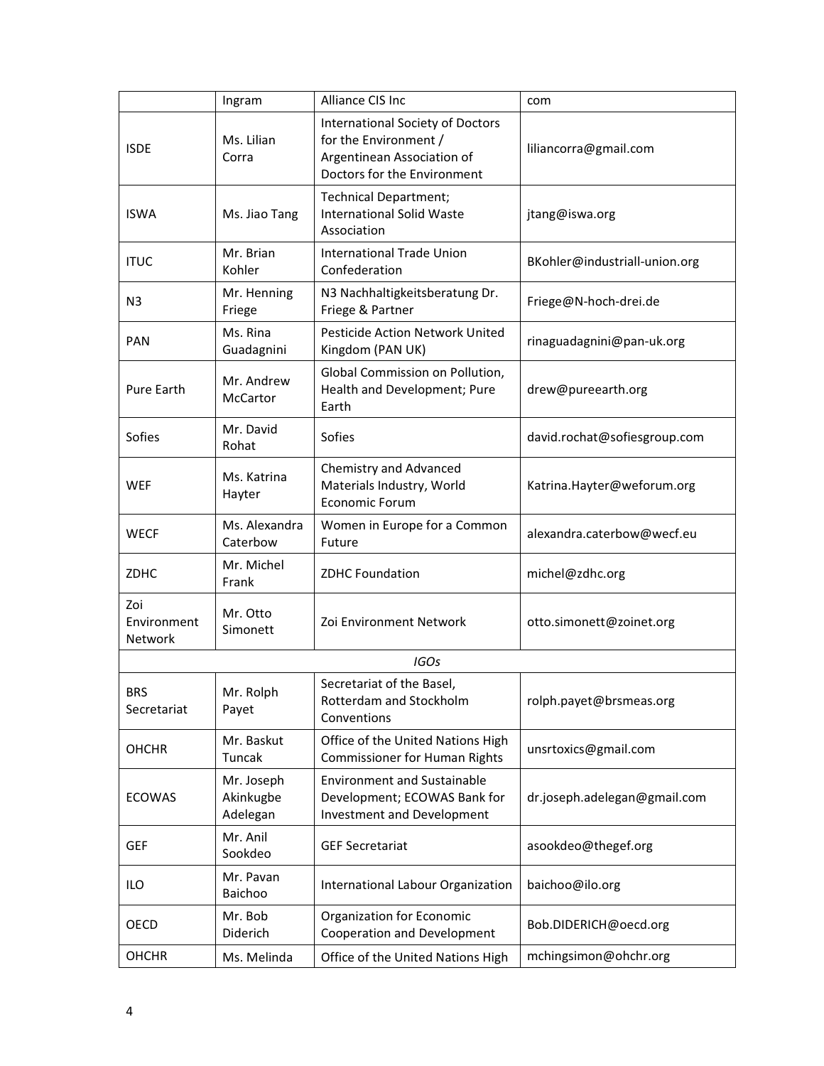| | | | |
|---|---|---|---|
| | Ingram | Alliance CIS Inc | com |
| ISDE | Ms. Lilian Corra | International Society of Doctors for the Environment / Argentinean Association of Doctors for the Environment | liliancorra@gmail.com |
| ISWA | Ms. Jiao Tang | Technical Department; International Solid Waste Association | jtang@iswa.org |
| ITUC | Mr. Brian Kohler | International Trade Union Confederation | BKohler@industriall-union.org |
| N3 | Mr. Henning Friege | N3 Nachhaltigkeitsberatung Dr. Friege & Partner | Friege@N-hoch-drei.de |
| PAN | Ms. Rina Guadagnini | Pesticide Action Network United Kingdom (PAN UK) | rinaguadagnini@pan-uk.org |
| Pure Earth | Mr. Andrew McCartor | Global Commission on Pollution, Health and Development; Pure Earth | drew@pureearth.org |
| Sofies | Mr. David Rohat | Sofies | david.rochat@sofiesgroup.com |
| WEF | Ms. Katrina Hayter | Chemistry and Advanced Materials Industry, World Economic Forum | Katrina.Hayter@weforum.org |
| WECF | Ms. Alexandra Caterbow | Women in Europe for a Common Future | alexandra.caterbow@wecf.eu |
| ZDHC | Mr. Michel Frank | ZDHC Foundation | michel@zdhc.org |
| Zoi Environment Network | Mr. Otto Simonett | Zoi Environment Network | otto.simonett@zoinet.org |
| *IGOs* | | | |
| BRS Secretariat | Mr. Rolph Payet | Secretariat of the Basel, Rotterdam and Stockholm Conventions | rolph.payet@brsmeas.org |
| OHCHR | Mr. Baskut Tuncak | Office of the United Nations High Commissioner for Human Rights | unsrtoxics@gmail.com |
| ECOWAS | Mr. Joseph Akinkugbe Adelegan | Environment and Sustainable Development; ECOWAS Bank for Investment and Development | dr.joseph.adelegan@gmail.com |
| GEF | Mr. Anil Sookdeo | GEF Secretariat | asookdeo@thegef.org |
| ILO | Mr. Pavan Baichoo | International Labour Organization | baichoo@ilo.org |
| OECD | Mr. Bob Diderich | Organization for Economic Cooperation and Development | Bob.DIDERICH@oecd.org |
| OHCHR | Ms. Melinda | Office of the United Nations High | mchingsimon@ohchr.org |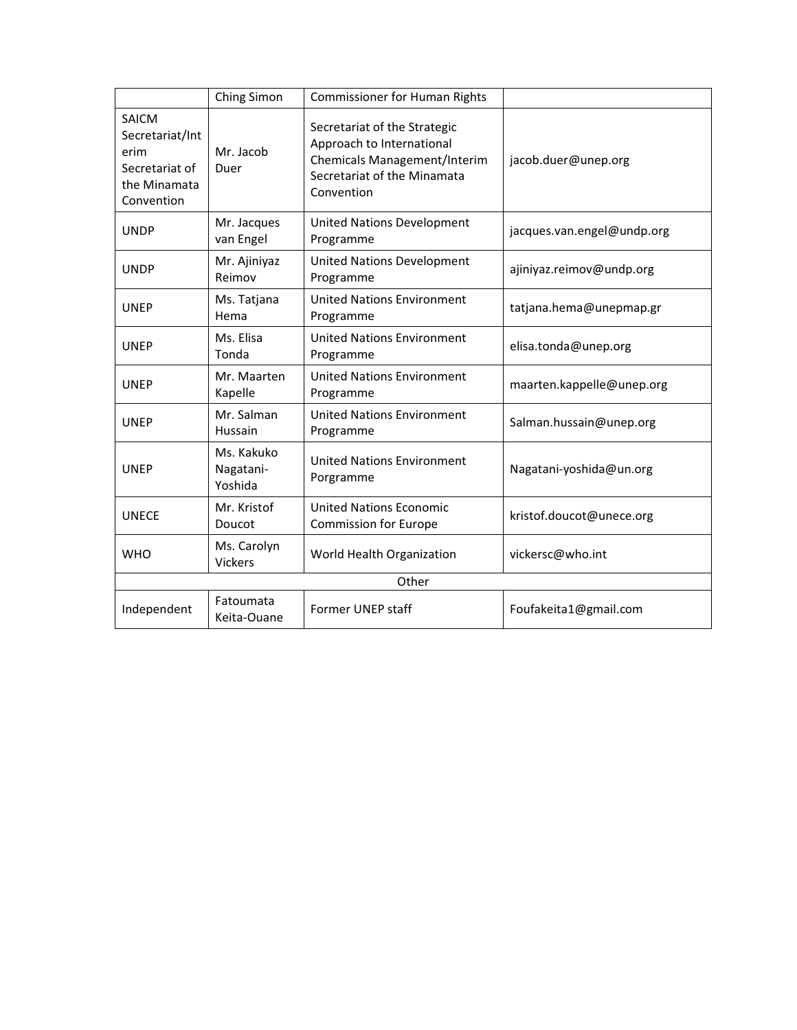| | | | |
|---|---|---|---|
| | Ching Simon | Commissioner for Human Rights | |
| SAICM Secretariat/Interim Secretariat of the Minamata Convention | Mr. Jacob Duer | Secretariat of the Strategic Approach to International Chemicals Management/Interim Secretariat of the Minamata Convention | jacob.duer@unep.org |
| UNDP | Mr. Jacques van Engel | United Nations Development Programme | jacques.van.engel@undp.org |
| UNDP | Mr. Ajiniyaz Reimov | United Nations Development Programme | ajiniyaz.reimov@undp.org |
| UNEP | Ms. Tatjana Hema | United Nations Environment Programme | tatjana.hema@unepmap.gr |
| UNEP | Ms. Elisa Tonda | United Nations Environment Programme | elisa.tonda@unep.org |
| UNEP | Mr. Maarten Kapelle | United Nations Environment Programme | maarten.kappelle@unep.org |
| UNEP | Mr. Salman Hussain | United Nations Environment Programme | Salman.hussain@unep.org |
| UNEP | Ms. Kakuko Nagatani-Yoshida | United Nations Environment Porgramme | Nagatani-yoshida@un.org |
| UNECE | Mr. Kristof Doucot | United Nations Economic Commission for Europe | kristof.doucot@unece.org |
| WHO | Ms. Carolyn Vickers | World Health Organization | vickersc@who.int |
| Other | | | |
| Independent | Fatoumata Keita-Ouane | Former UNEP staff | Foufakeita1@gmail.com |